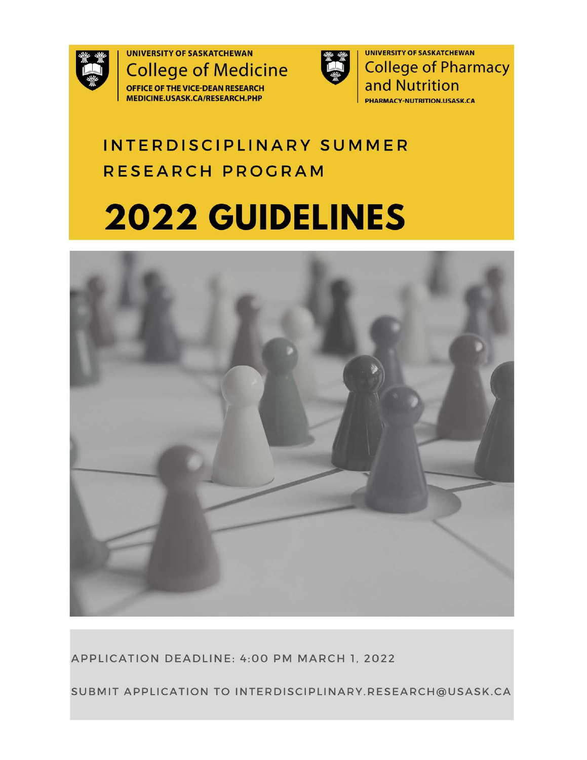UNIVERSITY OF SASKATCHEWAN
College of Medicine
OFFICE OF THE VICE-DEAN RESEARCH
MEDICINE.USASK.CA/RESEARCH.PHP

UNIVERSITY OF SASKATCHEWAN
College of Pharmacy and Nutrition
PHARMACY-NUTRITION.USASK.CA

# INTERDISCIPLINARY SUMMER RESEARCH PROGRAM

# 2022 GUIDELINES

APPLICATION DEADLINE: 4:00 PM MARCH 1, 2022

SUBMIT APPLICATION TO INTERDISCIPLINARY.RESEARCH@USASK.CA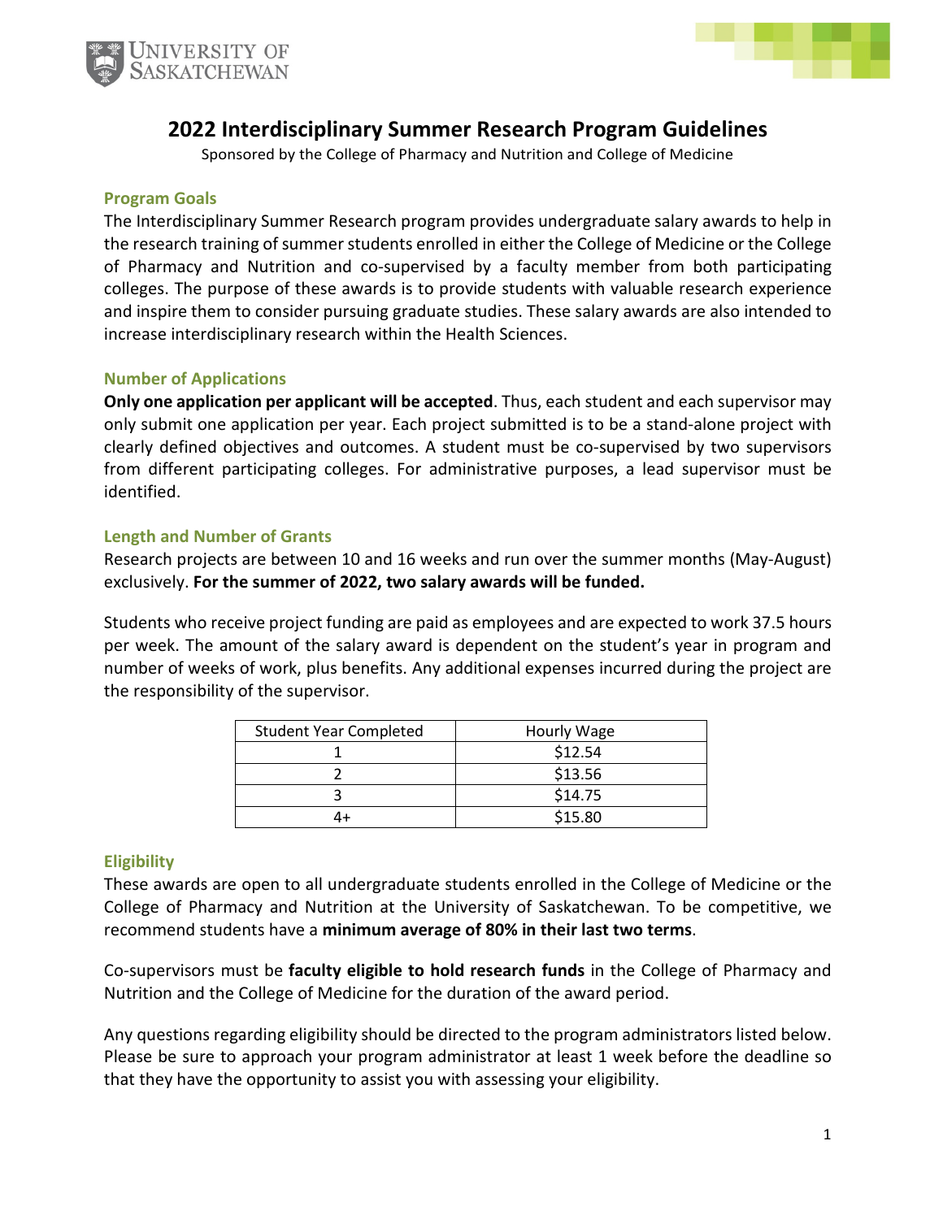# 2022 Interdisciplinary Summer Research Program Guidelines

Sponsored by the College of Pharmacy and Nutrition and College of Medicine

## Program Goals

The Interdisciplinary Summer Research program provides undergraduate salary awards to help in the research training of summer students enrolled in either the College of Medicine or the College of Pharmacy and Nutrition and co-supervised by a faculty member from both participating colleges. The purpose of these awards is to provide students with valuable research experience and inspire them to consider pursuing graduate studies. These salary awards are also intended to increase interdisciplinary research within the Health Sciences.

## Number of Applications

**Only one application per applicant will be accepted**. Thus, each student and each supervisor may only submit one application per year. Each project submitted is to be a stand-alone project with clearly defined objectives and outcomes. A student must be co-supervised by two supervisors from different participating colleges. For administrative purposes, a lead supervisor must be identified.

## Length and Number of Grants

Research projects are between 10 and 16 weeks and run over the summer months (May-August) exclusively. **For the summer of 2022, two salary awards will be funded.**

Students who receive project funding are paid as employees and are expected to work 37.5 hours per week. The amount of the salary award is dependent on the student's year in program and number of weeks of work, plus benefits. Any additional expenses incurred during the project are the responsibility of the supervisor.

| Student Year Completed | Hourly Wage |
|---|---|
| 1 | $12.54 |
| 2 | $13.56 |
| 3 | $14.75 |
| 4+ | $15.80 |

## Eligibility

These awards are open to all undergraduate students enrolled in the College of Medicine or the College of Pharmacy and Nutrition at the University of Saskatchewan. To be competitive, we recommend students have a **minimum average of 80% in their last two terms**.

Co-supervisors must be **faculty eligible to hold research funds** in the College of Pharmacy and Nutrition and the College of Medicine for the duration of the award period.

Any questions regarding eligibility should be directed to the program administrators listed below. Please be sure to approach your program administrator at least 1 week before the deadline so that they have the opportunity to assist you with assessing your eligibility.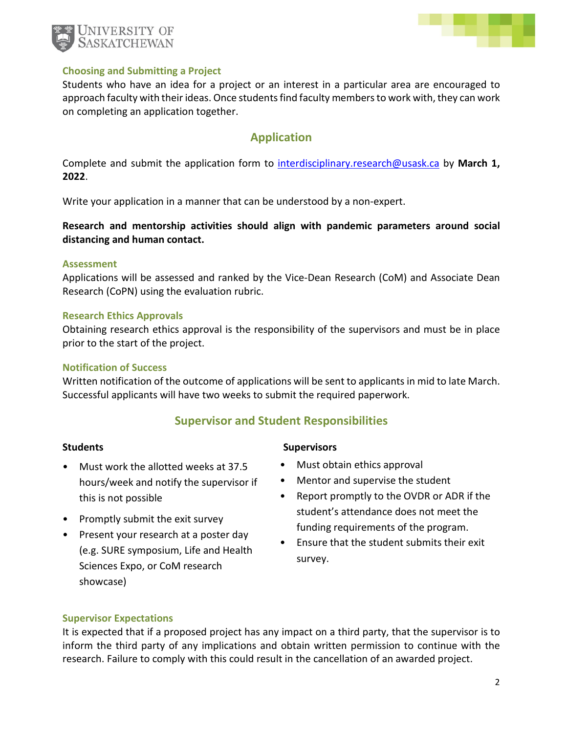### Choosing and Submitting a Project

Students who have an idea for a project or an interest in a particular area are encouraged to approach faculty with their ideas. Once students find faculty members to work with, they can work on completing an application together.

## Application

Complete and submit the application form to interdisciplinary.research@usask.ca by **March 1, 2022**.

Write your application in a manner that can be understood by a non-expert.

**Research and mentorship activities should align with pandemic parameters around social distancing and human contact.**

### Assessment

Applications will be assessed and ranked by the Vice-Dean Research (CoM) and Associate Dean Research (CoPN) using the evaluation rubric.

### Research Ethics Approvals

Obtaining research ethics approval is the responsibility of the supervisors and must be in place prior to the start of the project.

### Notification of Success

Written notification of the outcome of applications will be sent to applicants in mid to late March. Successful applicants will have two weeks to submit the required paperwork.

## Supervisor and Student Responsibilities

**Students**

- Must work the allotted weeks at 37.5 hours/week and notify the supervisor if this is not possible
- Promptly submit the exit survey
- Present your research at a poster day (e.g. SURE symposium, Life and Health Sciences Expo, or CoM research showcase)

**Supervisors**

- Must obtain ethics approval
- Mentor and supervise the student
- Report promptly to the OVDR or ADR if the student's attendance does not meet the funding requirements of the program.
- Ensure that the student submits their exit survey.

### Supervisor Expectations

It is expected that if a proposed project has any impact on a third party, that the supervisor is to inform the third party of any implications and obtain written permission to continue with the research. Failure to comply with this could result in the cancellation of an awarded project.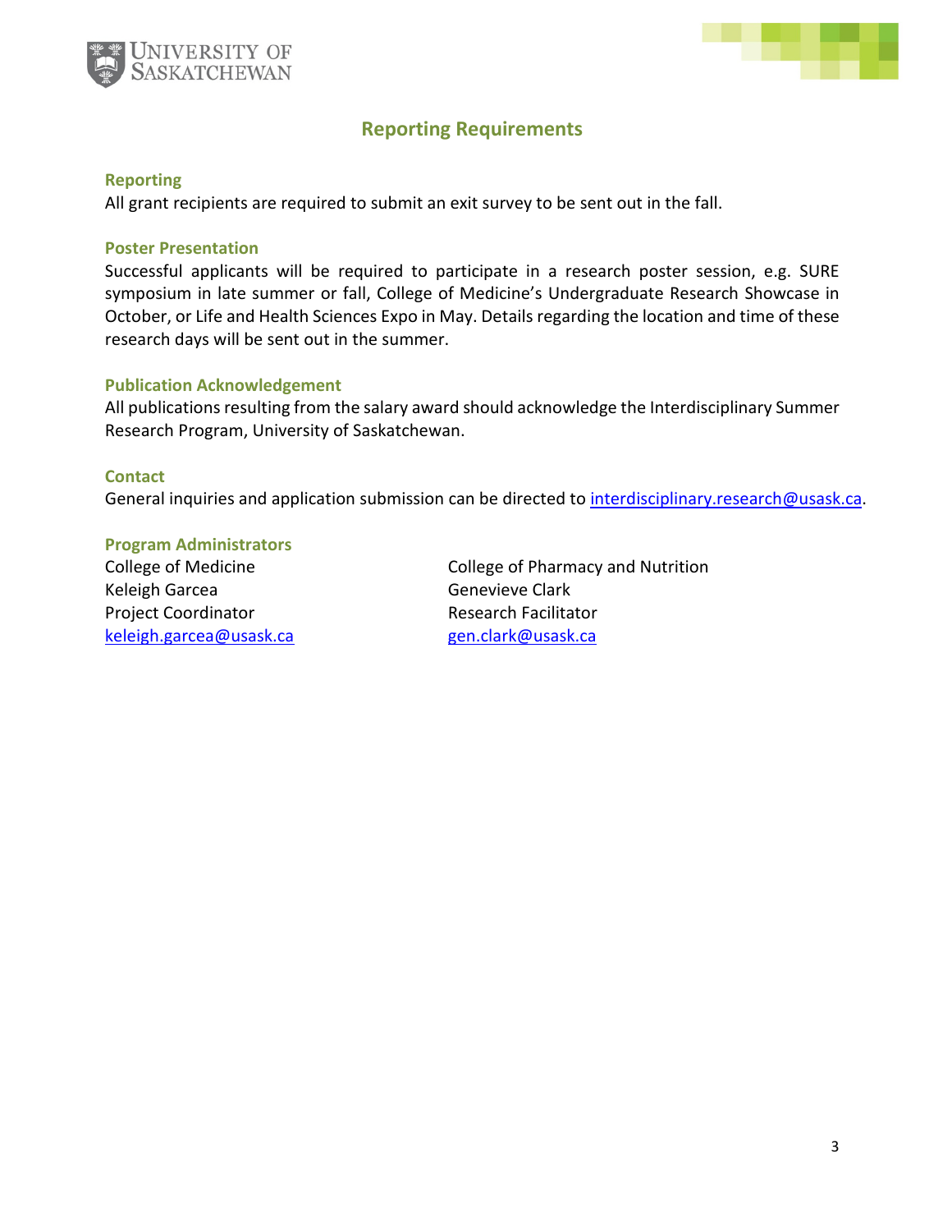## Reporting Requirements

### Reporting

All grant recipients are required to submit an exit survey to be sent out in the fall.

### Poster Presentation

Successful applicants will be required to participate in a research poster session, e.g. SURE symposium in late summer or fall, College of Medicine's Undergraduate Research Showcase in October, or Life and Health Sciences Expo in May. Details regarding the location and time of these research days will be sent out in the summer.

### Publication Acknowledgement

All publications resulting from the salary award should acknowledge the Interdisciplinary Summer Research Program, University of Saskatchewan.

### Contact

General inquiries and application submission can be directed to interdisciplinary.research@usask.ca.

### Program Administrators

College of Medicine
Keleigh Garcea
Project Coordinator
keleigh.garcea@usask.ca

College of Pharmacy and Nutrition
Genevieve Clark
Research Facilitator
gen.clark@usask.ca